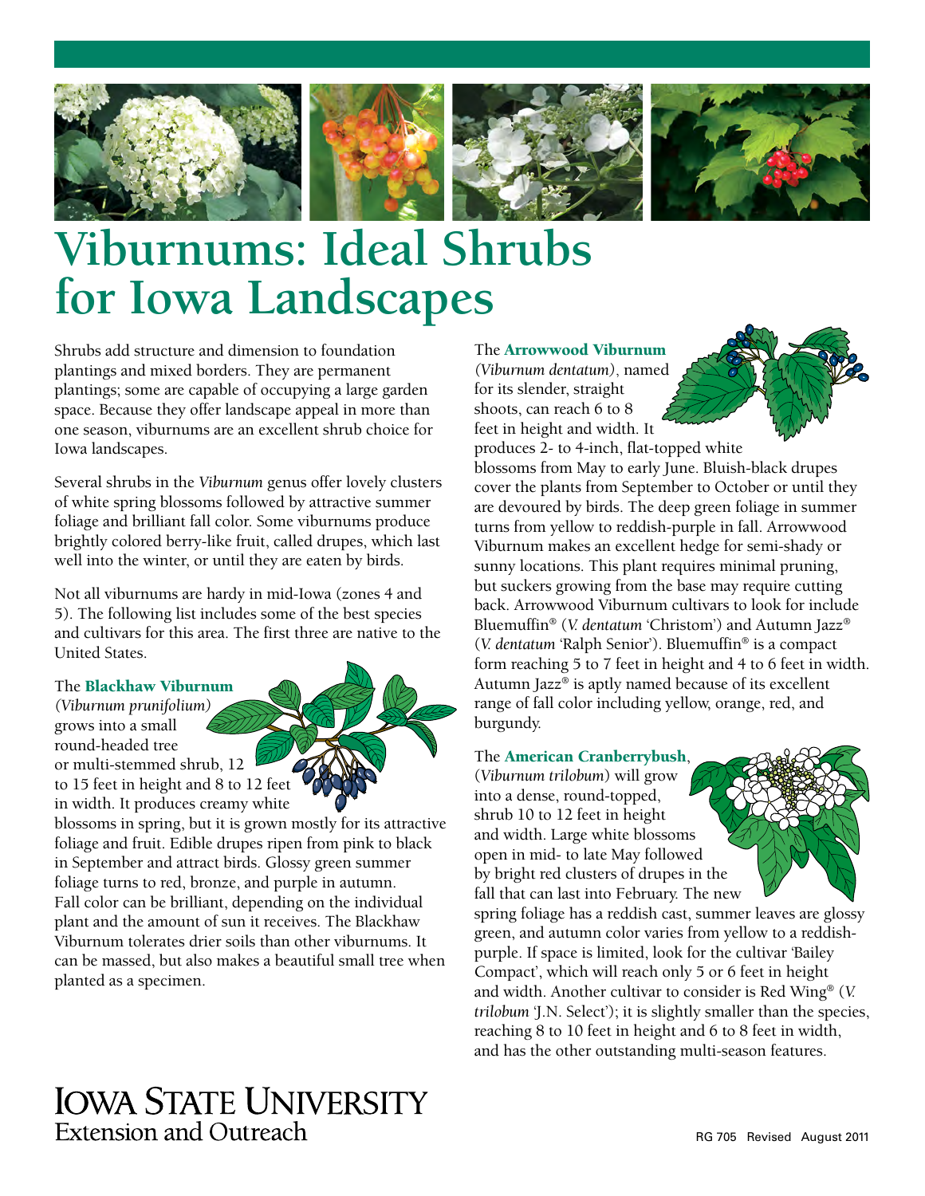# Viburnums: Ideal Shrubs for Iowa Landscapes

Shrubs add structure and dimension to foundation plantings and mixed borders. They are permanent plantings; some are capable of occupying a large garden space. Because they offer landscape appeal in more than one season, viburnums are an excellent shrub choice for Iowa landscapes.

Several shrubs in the *Viburnum* genus offer lovely clusters of white spring blossoms followed by attractive summer foliage and brilliant fall color. Some viburnums produce brightly colored berry-like fruit, called drupes, which last well into the winter, or until they are eaten by birds.

Not all viburnums are hardy in mid-Iowa (zones 4 and 5). The following list includes some of the best species and cultivars for this area. The first three are native to the United States.

The **Blackhaw Viburnum** *(Viburnum prunifolium)* grows into a small round-headed tree or multi-stemmed shrub, 12 to 15 feet in height and 8 to 12 feet in width. It produces creamy white blossoms in spring, but it is grown mostly for its attractive foliage and fruit. Edible drupes ripen from pink to black in September and attract birds. Glossy green summer foliage turns to red, bronze, and purple in autumn. Fall color can be brilliant, depending on the individual plant and the amount of sun it receives. The Blackhaw Viburnum tolerates drier soils than other viburnums. It can be massed, but also makes a beautiful small tree when planted as a specimen.

The **Arrowwood Viburnum** *(Viburnum dentatum)*, named for its slender, straight shoots, can reach 6 to 8 feet in height and width. It produces 2- to 4-inch, flat-topped white blossoms from May to early June. Bluish-black drupes cover the plants from September to October or until they are devoured by birds. The deep green foliage in summer turns from yellow to reddish-purple in fall. Arrowwood Viburnum makes an excellent hedge for semi-shady or sunny locations. This plant requires minimal pruning, but suckers growing from the base may require cutting back. Arrowwood Viburnum cultivars to look for include Bluemuffin® (*V. dentatum* 'Christom') and Autumn Jazz® (*V. dentatum* 'Ralph Senior'). Bluemuffin® is a compact form reaching 5 to 7 feet in height and 4 to 6 feet in width. Autumn Jazz® is aptly named because of its excellent range of fall color including yellow, orange, red, and burgundy.

The **American Cranberrybush**, (*Viburnum trilobum*) will grow into a dense, round-topped, shrub 10 to 12 feet in height and width. Large white blossoms open in mid- to late May followed by bright red clusters of drupes in the fall that can last into February. The new spring foliage has a reddish cast, summer leaves are glossy green, and autumn color varies from yellow to a reddish-purple. If space is limited, look for the cultivar 'Bailey Compact', which will reach only 5 or 6 feet in height and width. Another cultivar to consider is Red Wing® (*V. trilobum* 'J.N. Select'); it is slightly smaller than the species, reaching 8 to 10 feet in height and 6 to 8 feet in width, and has the other outstanding multi-season features.

Iowa State University Extension and Outreach

RG 705 Revised August 2011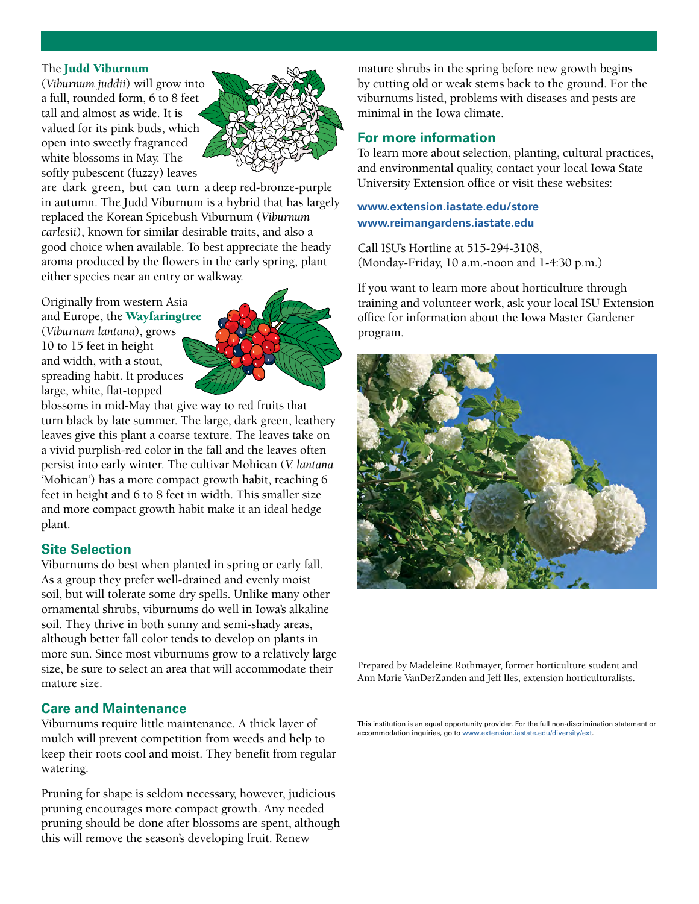The **Judd Viburnum** (*Viburnum juddii*) will grow into a full, rounded form, 6 to 8 feet tall and almost as wide. It is valued for its pink buds, which open into sweetly fragranced white blossoms in May. The softly pubescent (fuzzy) leaves are dark green, but can turn a deep red-bronze-purple in autumn. The Judd Viburnum is a hybrid that has largely replaced the Korean Spicebush Viburnum (*Viburnum carlesii*), known for similar desirable traits, and also a good choice when available. To best appreciate the heady aroma produced by the flowers in the early spring, plant either species near an entry or walkway.

Originally from western Asia and Europe, the **Wayfaringtree** (*Viburnum lantana*), grows 10 to 15 feet in height and width, with a stout, spreading habit. It produces large, white, flat-topped blossoms in mid-May that give way to red fruits that turn black by late summer. The large, dark green, leathery leaves give this plant a coarse texture. The leaves take on a vivid purplish-red color in the fall and the leaves often persist into early winter. The cultivar Mohican (*V. lantana* 'Mohican') has a more compact growth habit, reaching 6 feet in height and 6 to 8 feet in width. This smaller size and more compact growth habit make it an ideal hedge plant.

## Site Selection

Viburnums do best when planted in spring or early fall. As a group they prefer well-drained and evenly moist soil, but will tolerate some dry spells. Unlike many other ornamental shrubs, viburnums do well in Iowa's alkaline soil. They thrive in both sunny and semi-shady areas, although better fall color tends to develop on plants in more sun. Since most viburnums grow to a relatively large size, be sure to select an area that will accommodate their mature size.

## Care and Maintenance

Viburnums require little maintenance. A thick layer of mulch will prevent competition from weeds and help to keep their roots cool and moist. They benefit from regular watering.

Pruning for shape is seldom necessary, however, judicious pruning encourages more compact growth. Any needed pruning should be done after blossoms are spent, although this will remove the season's developing fruit. Renew mature shrubs in the spring before new growth begins by cutting old or weak stems back to the ground. For the viburnums listed, problems with diseases and pests are minimal in the Iowa climate.

## For more information

To learn more about selection, planting, cultural practices, and environmental quality, contact your local Iowa State University Extension office or visit these websites:

**www.extension.iastate.edu/store**
**www.reimangardens.iastate.edu**

Call ISU's Hortline at 515-294-3108, (Monday-Friday, 10 a.m.-noon and 1-4:30 p.m.)

If you want to learn more about horticulture through training and volunteer work, ask your local ISU Extension office for information about the Iowa Master Gardener program.

Prepared by Madeleine Rothmayer, former horticulture student and Ann Marie VanDerZanden and Jeff Iles, extension horticulturalists.

This institution is an equal opportunity provider. For the full non-discrimination statement or accommodation inquiries, go to www.extension.iastate.edu/diversity/ext.